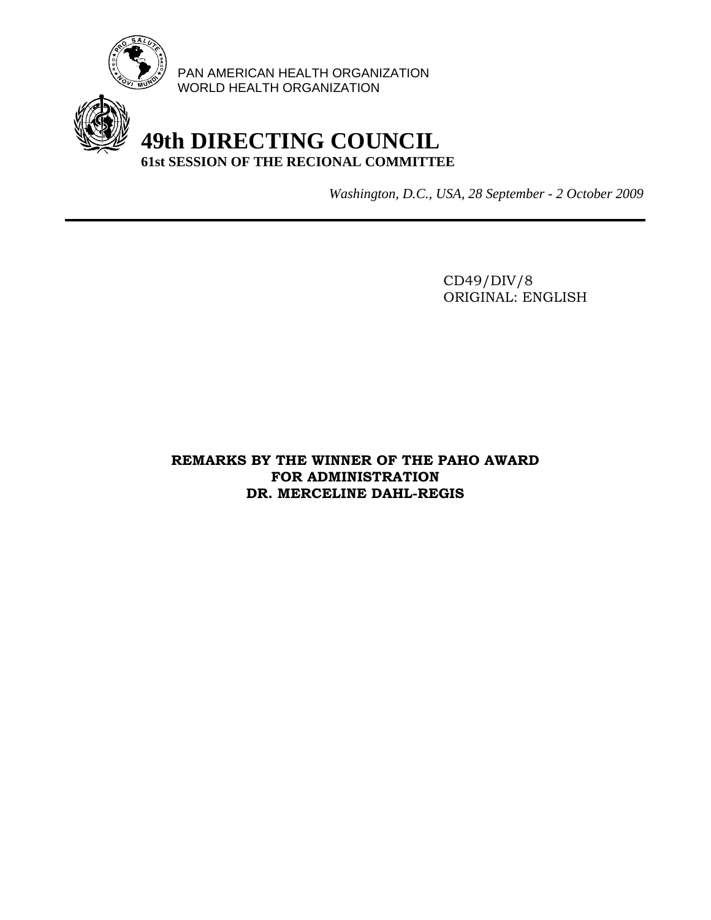PAN AMERICAN HEALTH ORGANIZATION
WORLD HEALTH ORGANIZATION

# 49th DIRECTING COUNCIL

**61st SESSION OF THE RECIONAL COMMITTEE**

*Washington, D.C., USA, 28 September - 2 October 2009*

---

CD49/DIV/8
ORIGINAL: ENGLISH

**REMARKS BY THE WINNER OF THE PAHO AWARD FOR ADMINISTRATION DR. MERCELINE DAHL-REGIS**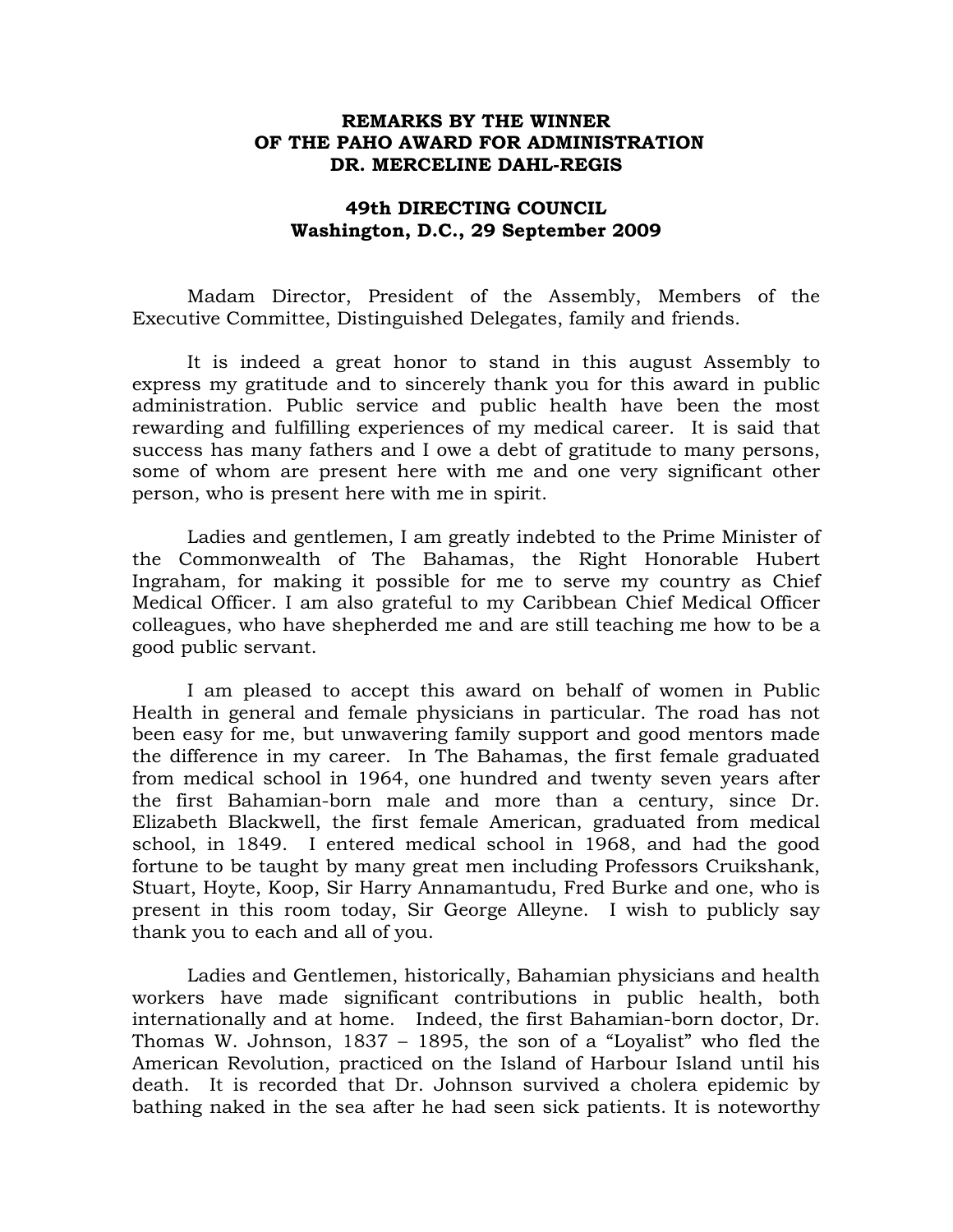**REMARKS BY THE WINNER OF THE PAHO AWARD FOR ADMINISTRATION DR. MERCELINE DAHL-REGIS**

**49th DIRECTING COUNCIL Washington, D.C., 29 September 2009**

Madam Director, President of the Assembly, Members of the Executive Committee, Distinguished Delegates, family and friends.

It is indeed a great honor to stand in this august Assembly to express my gratitude and to sincerely thank you for this award in public administration. Public service and public health have been the most rewarding and fulfilling experiences of my medical career. It is said that success has many fathers and I owe a debt of gratitude to many persons, some of whom are present here with me and one very significant other person, who is present here with me in spirit.

Ladies and gentlemen, I am greatly indebted to the Prime Minister of the Commonwealth of The Bahamas, the Right Honorable Hubert Ingraham, for making it possible for me to serve my country as Chief Medical Officer. I am also grateful to my Caribbean Chief Medical Officer colleagues, who have shepherded me and are still teaching me how to be a good public servant.

I am pleased to accept this award on behalf of women in Public Health in general and female physicians in particular. The road has not been easy for me, but unwavering family support and good mentors made the difference in my career. In The Bahamas, the first female graduated from medical school in 1964, one hundred and twenty seven years after the first Bahamian-born male and more than a century, since Dr. Elizabeth Blackwell, the first female American, graduated from medical school, in 1849. I entered medical school in 1968, and had the good fortune to be taught by many great men including Professors Cruikshank, Stuart, Hoyte, Koop, Sir Harry Annamantudu, Fred Burke and one, who is present in this room today, Sir George Alleyne. I wish to publicly say thank you to each and all of you.

Ladies and Gentlemen, historically, Bahamian physicians and health workers have made significant contributions in public health, both internationally and at home. Indeed, the first Bahamian-born doctor, Dr. Thomas W. Johnson, 1837 – 1895, the son of a "Loyalist" who fled the American Revolution, practiced on the Island of Harbour Island until his death. It is recorded that Dr. Johnson survived a cholera epidemic by bathing naked in the sea after he had seen sick patients. It is noteworthy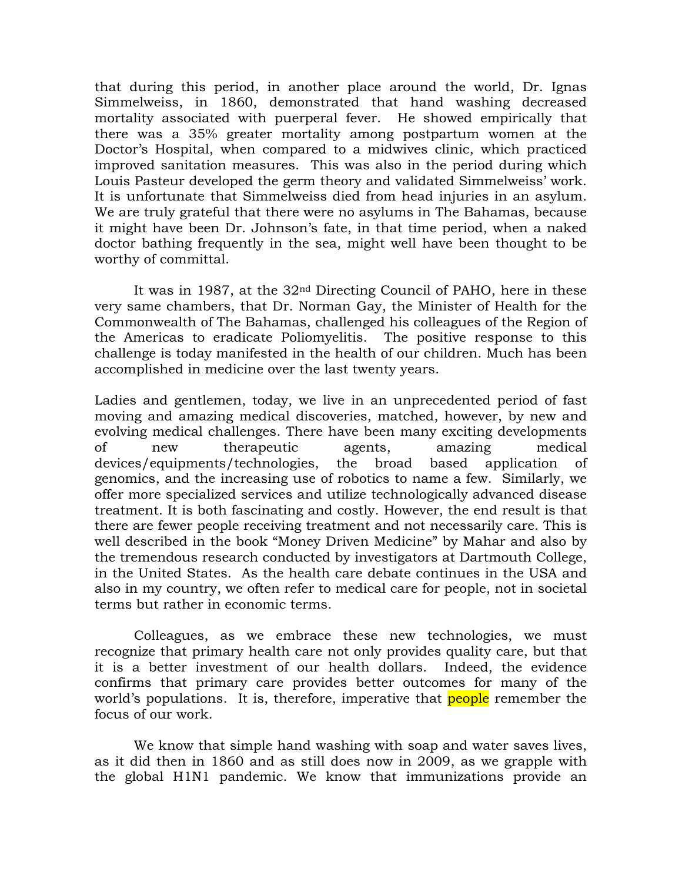that during this period, in another place around the world, Dr. Ignas Simmelweiss, in 1860, demonstrated that hand washing decreased mortality associated with puerperal fever. He showed empirically that there was a 35% greater mortality among postpartum women at the Doctor's Hospital, when compared to a midwives clinic, which practiced improved sanitation measures. This was also in the period during which Louis Pasteur developed the germ theory and validated Simmelweiss' work. It is unfortunate that Simmelweiss died from head injuries in an asylum. We are truly grateful that there were no asylums in The Bahamas, because it might have been Dr. Johnson's fate, in that time period, when a naked doctor bathing frequently in the sea, might well have been thought to be worthy of committal.

It was in 1987, at the 32nd Directing Council of PAHO, here in these very same chambers, that Dr. Norman Gay, the Minister of Health for the Commonwealth of The Bahamas, challenged his colleagues of the Region of the Americas to eradicate Poliomyelitis. The positive response to this challenge is today manifested in the health of our children. Much has been accomplished in medicine over the last twenty years.

Ladies and gentlemen, today, we live in an unprecedented period of fast moving and amazing medical discoveries, matched, however, by new and evolving medical challenges. There have been many exciting developments of new therapeutic agents, amazing medical devices/equipments/technologies, the broad based application of genomics, and the increasing use of robotics to name a few. Similarly, we offer more specialized services and utilize technologically advanced disease treatment. It is both fascinating and costly. However, the end result is that there are fewer people receiving treatment and not necessarily care. This is well described in the book "Money Driven Medicine" by Mahar and also by the tremendous research conducted by investigators at Dartmouth College, in the United States. As the health care debate continues in the USA and also in my country, we often refer to medical care for people, not in societal terms but rather in economic terms.

Colleagues, as we embrace these new technologies, we must recognize that primary health care not only provides quality care, but that it is a better investment of our health dollars. Indeed, the evidence confirms that primary care provides better outcomes for many of the world's populations. It is, therefore, imperative that people remember the focus of our work.

We know that simple hand washing with soap and water saves lives, as it did then in 1860 and as still does now in 2009, as we grapple with the global H1N1 pandemic. We know that immunizations provide an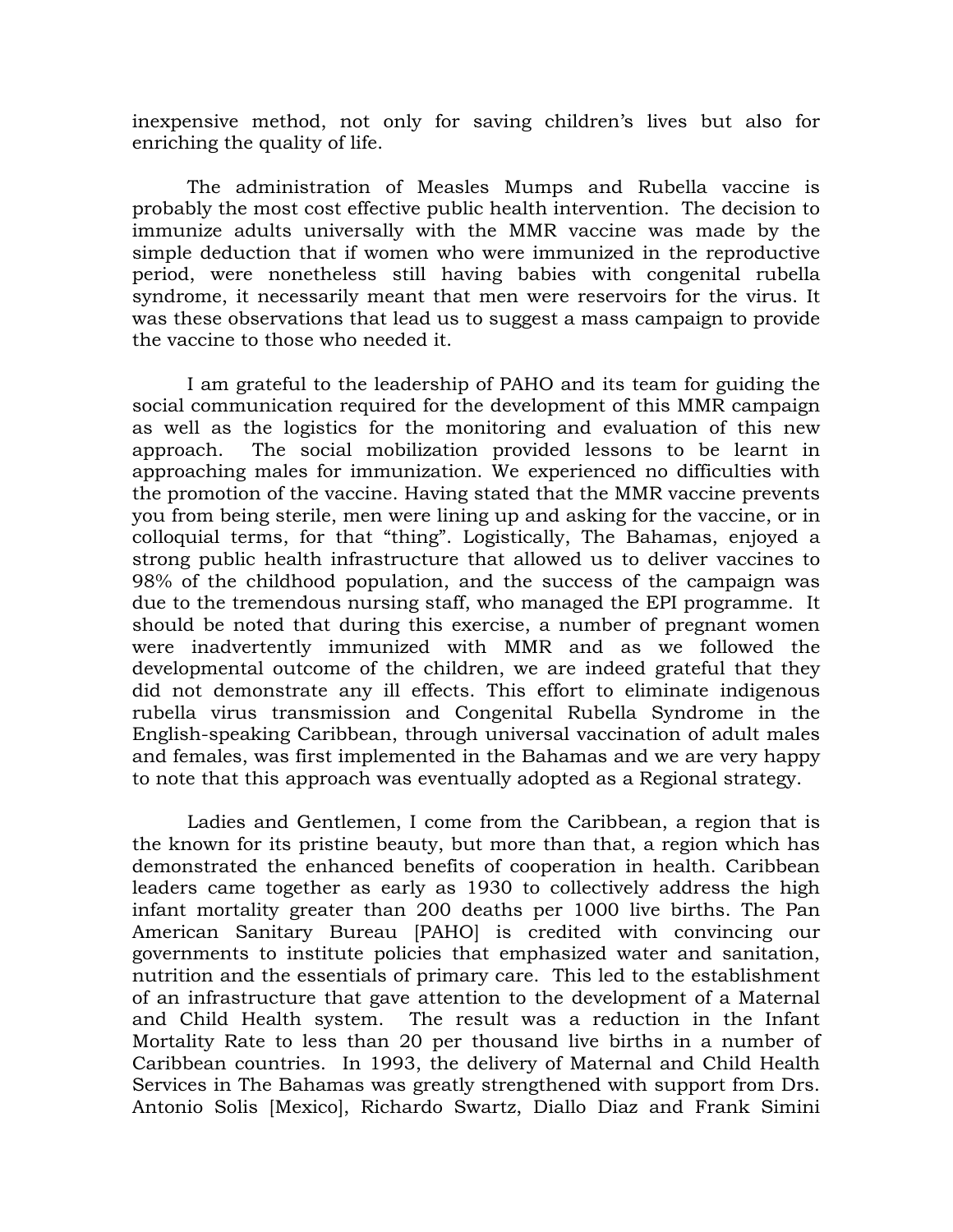inexpensive method, not only for saving children's lives but also for enriching the quality of life.

The administration of Measles Mumps and Rubella vaccine is probably the most cost effective public health intervention. The decision to immunize adults universally with the MMR vaccine was made by the simple deduction that if women who were immunized in the reproductive period, were nonetheless still having babies with congenital rubella syndrome, it necessarily meant that men were reservoirs for the virus. It was these observations that lead us to suggest a mass campaign to provide the vaccine to those who needed it.

I am grateful to the leadership of PAHO and its team for guiding the social communication required for the development of this MMR campaign as well as the logistics for the monitoring and evaluation of this new approach. The social mobilization provided lessons to be learnt in approaching males for immunization. We experienced no difficulties with the promotion of the vaccine. Having stated that the MMR vaccine prevents you from being sterile, men were lining up and asking for the vaccine, or in colloquial terms, for that "thing". Logistically, The Bahamas, enjoyed a strong public health infrastructure that allowed us to deliver vaccines to 98% of the childhood population, and the success of the campaign was due to the tremendous nursing staff, who managed the EPI programme. It should be noted that during this exercise, a number of pregnant women were inadvertently immunized with MMR and as we followed the developmental outcome of the children, we are indeed grateful that they did not demonstrate any ill effects. This effort to eliminate indigenous rubella virus transmission and Congenital Rubella Syndrome in the English-speaking Caribbean, through universal vaccination of adult males and females, was first implemented in the Bahamas and we are very happy to note that this approach was eventually adopted as a Regional strategy.

Ladies and Gentlemen, I come from the Caribbean, a region that is the known for its pristine beauty, but more than that, a region which has demonstrated the enhanced benefits of cooperation in health. Caribbean leaders came together as early as 1930 to collectively address the high infant mortality greater than 200 deaths per 1000 live births. The Pan American Sanitary Bureau [PAHO] is credited with convincing our governments to institute policies that emphasized water and sanitation, nutrition and the essentials of primary care. This led to the establishment of an infrastructure that gave attention to the development of a Maternal and Child Health system. The result was a reduction in the Infant Mortality Rate to less than 20 per thousand live births in a number of Caribbean countries. In 1993, the delivery of Maternal and Child Health Services in The Bahamas was greatly strengthened with support from Drs. Antonio Solis [Mexico], Richardo Swartz, Diallo Diaz and Frank Simini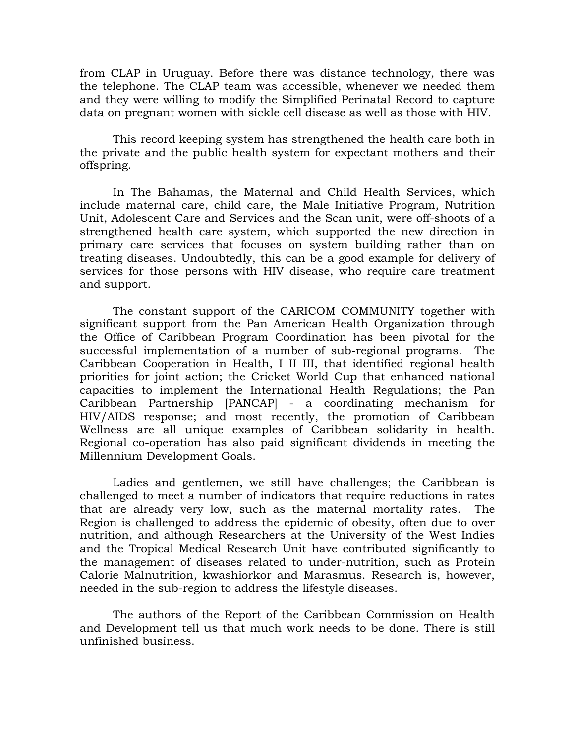from CLAP in Uruguay. Before there was distance technology, there was the telephone. The CLAP team was accessible, whenever we needed them and they were willing to modify the Simplified Perinatal Record to capture data on pregnant women with sickle cell disease as well as those with HIV.

This record keeping system has strengthened the health care both in the private and the public health system for expectant mothers and their offspring.

In The Bahamas, the Maternal and Child Health Services, which include maternal care, child care, the Male Initiative Program, Nutrition Unit, Adolescent Care and Services and the Scan unit, were off-shoots of a strengthened health care system, which supported the new direction in primary care services that focuses on system building rather than on treating diseases. Undoubtedly, this can be a good example for delivery of services for those persons with HIV disease, who require care treatment and support.

The constant support of the CARICOM COMMUNITY together with significant support from the Pan American Health Organization through the Office of Caribbean Program Coordination has been pivotal for the successful implementation of a number of sub-regional programs. The Caribbean Cooperation in Health, I II III, that identified regional health priorities for joint action; the Cricket World Cup that enhanced national capacities to implement the International Health Regulations; the Pan Caribbean Partnership [PANCAP] - a coordinating mechanism for HIV/AIDS response; and most recently, the promotion of Caribbean Wellness are all unique examples of Caribbean solidarity in health. Regional co-operation has also paid significant dividends in meeting the Millennium Development Goals.

Ladies and gentlemen, we still have challenges; the Caribbean is challenged to meet a number of indicators that require reductions in rates that are already very low, such as the maternal mortality rates. The Region is challenged to address the epidemic of obesity, often due to over nutrition, and although Researchers at the University of the West Indies and the Tropical Medical Research Unit have contributed significantly to the management of diseases related to under-nutrition, such as Protein Calorie Malnutrition, kwashiorkor and Marasmus. Research is, however, needed in the sub-region to address the lifestyle diseases.

The authors of the Report of the Caribbean Commission on Health and Development tell us that much work needs to be done. There is still unfinished business.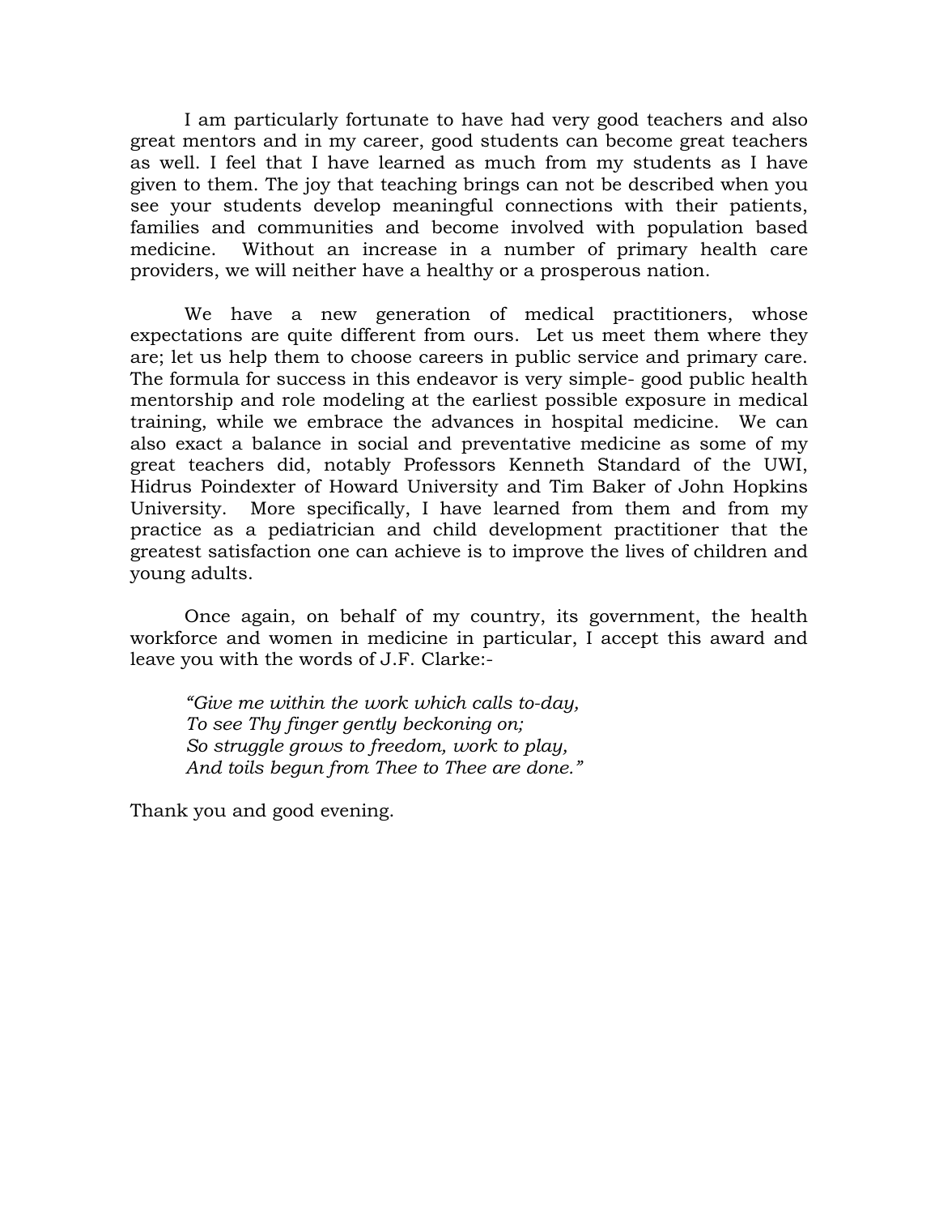I am particularly fortunate to have had very good teachers and also great mentors and in my career, good students can become great teachers as well. I feel that I have learned as much from my students as I have given to them. The joy that teaching brings can not be described when you see your students develop meaningful connections with their patients, families and communities and become involved with population based medicine. Without an increase in a number of primary health care providers, we will neither have a healthy or a prosperous nation.

We have a new generation of medical practitioners, whose expectations are quite different from ours. Let us meet them where they are; let us help them to choose careers in public service and primary care. The formula for success in this endeavor is very simple- good public health mentorship and role modeling at the earliest possible exposure in medical training, while we embrace the advances in hospital medicine. We can also exact a balance in social and preventative medicine as some of my great teachers did, notably Professors Kenneth Standard of the UWI, Hidrus Poindexter of Howard University and Tim Baker of John Hopkins University. More specifically, I have learned from them and from my practice as a pediatrician and child development practitioner that the greatest satisfaction one can achieve is to improve the lives of children and young adults.

Once again, on behalf of my country, its government, the health workforce and women in medicine in particular, I accept this award and leave you with the words of J.F. Clarke:-

> *"Give me within the work which calls to-day,*
> *To see Thy finger gently beckoning on;*
> *So struggle grows to freedom, work to play,*
> *And toils begun from Thee to Thee are done."*

Thank you and good evening.